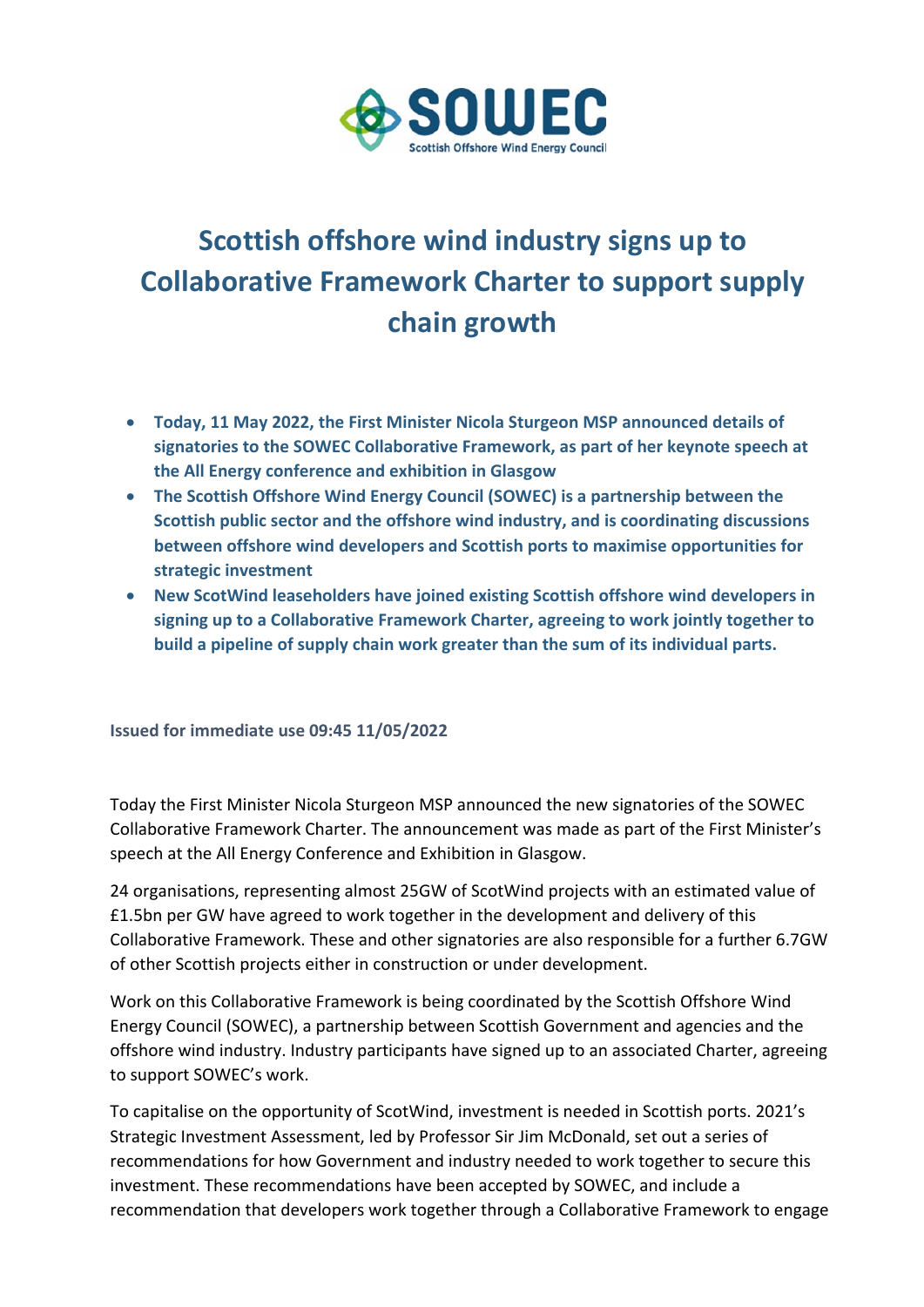# Scottish offshore wind industry signs up to Collaborative Framework Charter to support supply chain growth

- **Today, 11 May 2022, the First Minister Nicola Sturgeon MSP announced details of signatories to the SOWEC Collaborative Framework, as part of her keynote speech at the All Energy conference and exhibition in Glasgow**
- **The Scottish Offshore Wind Energy Council (SOWEC) is a partnership between the Scottish public sector and the offshore wind industry, and is coordinating discussions between offshore wind developers and Scottish ports to maximise opportunities for strategic investment**
- **New ScotWind leaseholders have joined existing Scottish offshore wind developers in signing up to a Collaborative Framework Charter, agreeing to work jointly together to build a pipeline of supply chain work greater than the sum of its individual parts.**

**Issued for immediate use 09:45 11/05/2022**

Today the First Minister Nicola Sturgeon MSP announced the new signatories of the SOWEC Collaborative Framework Charter. The announcement was made as part of the First Minister's speech at the All Energy Conference and Exhibition in Glasgow.

24 organisations, representing almost 25GW of ScotWind projects with an estimated value of £1.5bn per GW have agreed to work together in the development and delivery of this Collaborative Framework. These and other signatories are also responsible for a further 6.7GW of other Scottish projects either in construction or under development.

Work on this Collaborative Framework is being coordinated by the Scottish Offshore Wind Energy Council (SOWEC), a partnership between Scottish Government and agencies and the offshore wind industry. Industry participants have signed up to an associated Charter, agreeing to support SOWEC's work.

To capitalise on the opportunity of ScotWind, investment is needed in Scottish ports. 2021's Strategic Investment Assessment, led by Professor Sir Jim McDonald, set out a series of recommendations for how Government and industry needed to work together to secure this investment. These recommendations have been accepted by SOWEC, and include a recommendation that developers work together through a Collaborative Framework to engage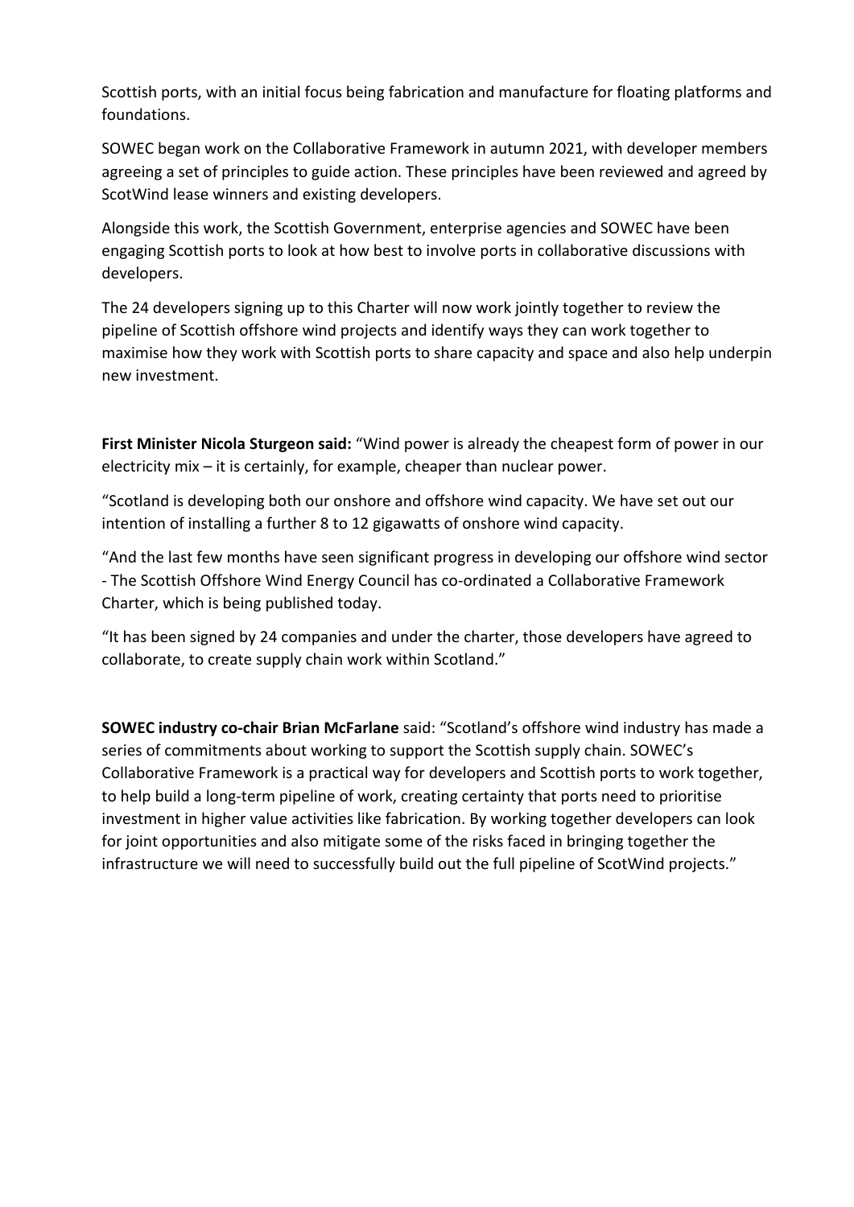Scottish ports, with an initial focus being fabrication and manufacture for floating platforms and foundations.

SOWEC began work on the Collaborative Framework in autumn 2021, with developer members agreeing a set of principles to guide action. These principles have been reviewed and agreed by ScotWind lease winners and existing developers.

Alongside this work, the Scottish Government, enterprise agencies and SOWEC have been engaging Scottish ports to look at how best to involve ports in collaborative discussions with developers.

The 24 developers signing up to this Charter will now work jointly together to review the pipeline of Scottish offshore wind projects and identify ways they can work together to maximise how they work with Scottish ports to share capacity and space and also help underpin new investment.

**First Minister Nicola Sturgeon said:** "Wind power is already the cheapest form of power in our electricity mix – it is certainly, for example, cheaper than nuclear power.

"Scotland is developing both our onshore and offshore wind capacity. We have set out our intention of installing a further 8 to 12 gigawatts of onshore wind capacity.

"And the last few months have seen significant progress in developing our offshore wind sector - The Scottish Offshore Wind Energy Council has co-ordinated a Collaborative Framework Charter, which is being published today.

"It has been signed by 24 companies and under the charter, those developers have agreed to collaborate, to create supply chain work within Scotland."

**SOWEC industry co-chair Brian McFarlane** said: "Scotland's offshore wind industry has made a series of commitments about working to support the Scottish supply chain. SOWEC's Collaborative Framework is a practical way for developers and Scottish ports to work together, to help build a long-term pipeline of work, creating certainty that ports need to prioritise investment in higher value activities like fabrication. By working together developers can look for joint opportunities and also mitigate some of the risks faced in bringing together the infrastructure we will need to successfully build out the full pipeline of ScotWind projects."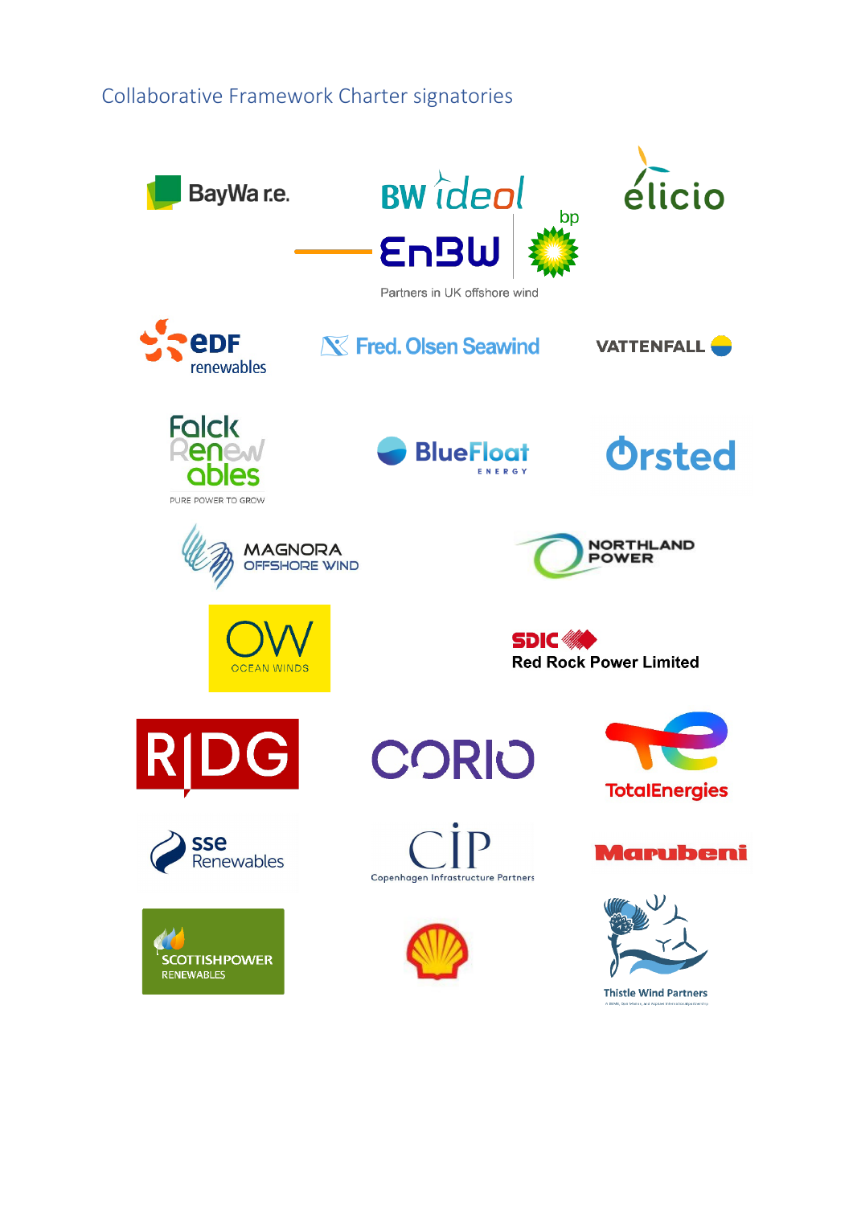## Collaborative Framework Charter signatories

BayWa r.e.

BW ideol

EnBW

bp

Partners in UK offshore wind

élicio

EDF renewables

Fred. Olsen Seawind

VATTENFALL

Falck Renewables

PURE POWER TO GROW

BlueFloat ENERGY

Ørsted

MAGNORA OFFSHORE WIND

NORTHLAND POWER

OW OCEAN WINDS

SDIC

Red Rock Power Limited

RIDG

CORIO

TotalEnergies

sse Renewables

CIP

Copenhagen Infrastructure Partners

Marubeni

SCOTTISHPOWER RENEWABLES

Thistle Wind Partners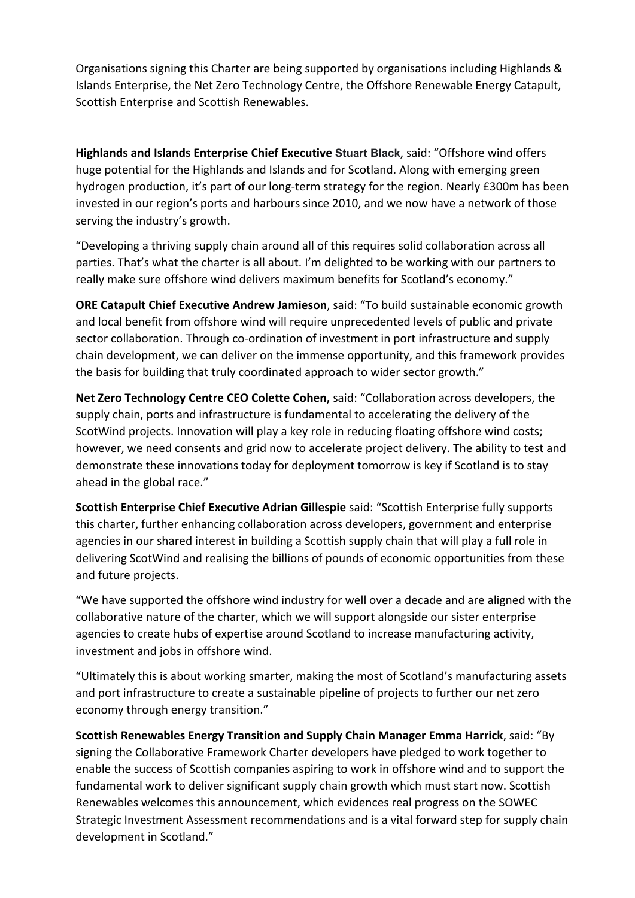Organisations signing this Charter are being supported by organisations including Highlands & Islands Enterprise, the Net Zero Technology Centre, the Offshore Renewable Energy Catapult, Scottish Enterprise and Scottish Renewables.

**Highlands and Islands Enterprise Chief Executive Stuart Black**, said: "Offshore wind offers huge potential for the Highlands and Islands and for Scotland. Along with emerging green hydrogen production, it's part of our long-term strategy for the region. Nearly £300m has been invested in our region's ports and harbours since 2010, and we now have a network of those serving the industry's growth.

"Developing a thriving supply chain around all of this requires solid collaboration across all parties. That's what the charter is all about. I'm delighted to be working with our partners to really make sure offshore wind delivers maximum benefits for Scotland's economy."

**ORE Catapult Chief Executive Andrew Jamieson**, said: "To build sustainable economic growth and local benefit from offshore wind will require unprecedented levels of public and private sector collaboration. Through co-ordination of investment in port infrastructure and supply chain development, we can deliver on the immense opportunity, and this framework provides the basis for building that truly coordinated approach to wider sector growth."

**Net Zero Technology Centre CEO Colette Cohen,** said: "Collaboration across developers, the supply chain, ports and infrastructure is fundamental to accelerating the delivery of the ScotWind projects. Innovation will play a key role in reducing floating offshore wind costs; however, we need consents and grid now to accelerate project delivery. The ability to test and demonstrate these innovations today for deployment tomorrow is key if Scotland is to stay ahead in the global race."

**Scottish Enterprise Chief Executive Adrian Gillespie** said: "Scottish Enterprise fully supports this charter, further enhancing collaboration across developers, government and enterprise agencies in our shared interest in building a Scottish supply chain that will play a full role in delivering ScotWind and realising the billions of pounds of economic opportunities from these and future projects.

"We have supported the offshore wind industry for well over a decade and are aligned with the collaborative nature of the charter, which we will support alongside our sister enterprise agencies to create hubs of expertise around Scotland to increase manufacturing activity, investment and jobs in offshore wind.

"Ultimately this is about working smarter, making the most of Scotland's manufacturing assets and port infrastructure to create a sustainable pipeline of projects to further our net zero economy through energy transition."

**Scottish Renewables Energy Transition and Supply Chain Manager Emma Harrick**, said: "By signing the Collaborative Framework Charter developers have pledged to work together to enable the success of Scottish companies aspiring to work in offshore wind and to support the fundamental work to deliver significant supply chain growth which must start now. Scottish Renewables welcomes this announcement, which evidences real progress on the SOWEC Strategic Investment Assessment recommendations and is a vital forward step for supply chain development in Scotland."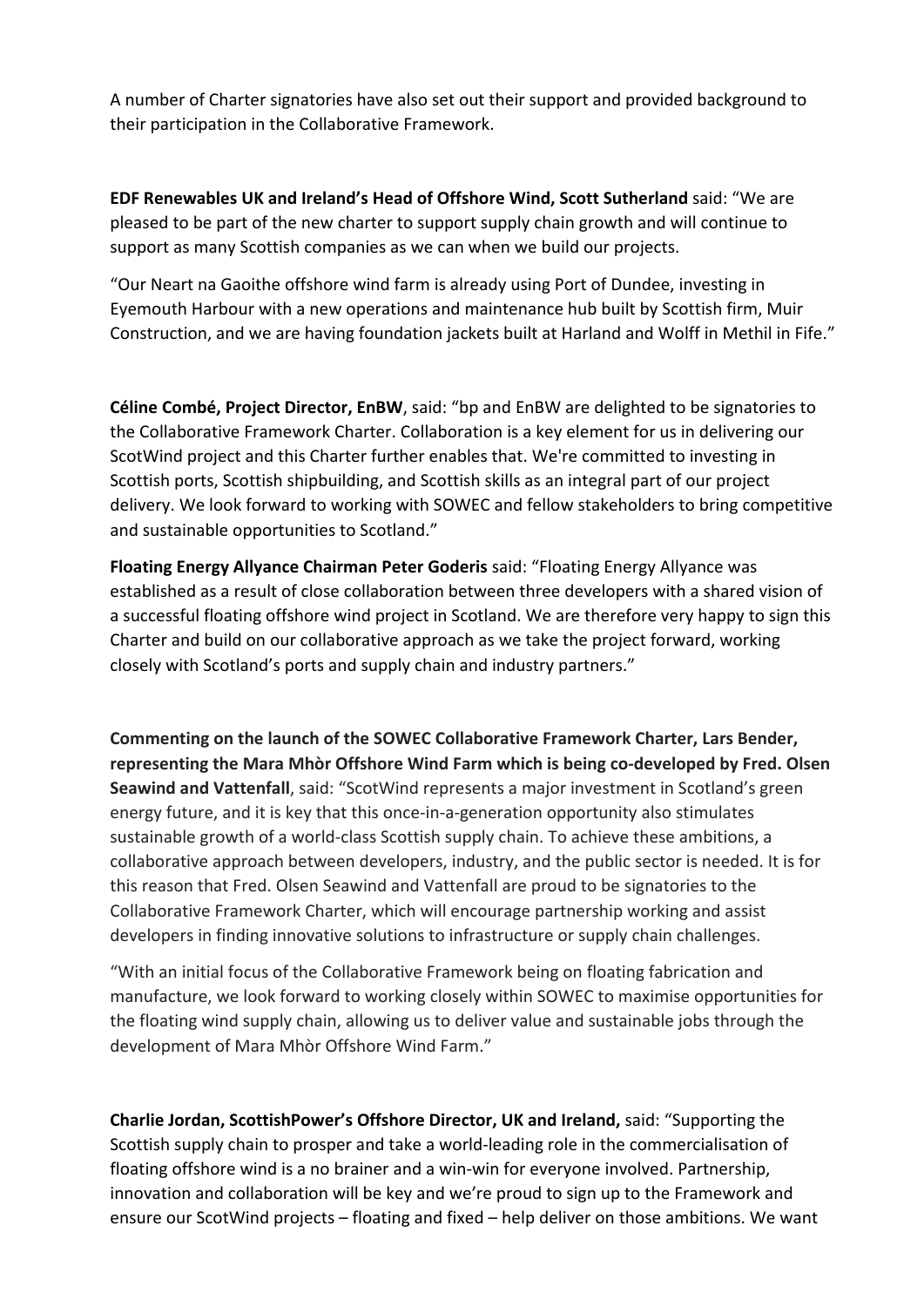A number of Charter signatories have also set out their support and provided background to their participation in the Collaborative Framework.

**EDF Renewables UK and Ireland's Head of Offshore Wind, Scott Sutherland** said: "We are pleased to be part of the new charter to support supply chain growth and will continue to support as many Scottish companies as we can when we build our projects.

"Our Neart na Gaoithe offshore wind farm is already using Port of Dundee, investing in Eyemouth Harbour with a new operations and maintenance hub built by Scottish firm, Muir Construction, and we are having foundation jackets built at Harland and Wolff in Methil in Fife."

**Céline Combé, Project Director, EnBW**, said: "bp and EnBW are delighted to be signatories to the Collaborative Framework Charter. Collaboration is a key element for us in delivering our ScotWind project and this Charter further enables that. We're committed to investing in Scottish ports, Scottish shipbuilding, and Scottish skills as an integral part of our project delivery. We look forward to working with SOWEC and fellow stakeholders to bring competitive and sustainable opportunities to Scotland."

**Floating Energy Allyance Chairman Peter Goderis** said: "Floating Energy Allyance was established as a result of close collaboration between three developers with a shared vision of a successful floating offshore wind project in Scotland. We are therefore very happy to sign this Charter and build on our collaborative approach as we take the project forward, working closely with Scotland's ports and supply chain and industry partners."

**Commenting on the launch of the SOWEC Collaborative Framework Charter, Lars Bender, representing the Mara Mhòr Offshore Wind Farm which is being co-developed by Fred. Olsen Seawind and Vattenfall**, said: "ScotWind represents a major investment in Scotland's green energy future, and it is key that this once-in-a-generation opportunity also stimulates sustainable growth of a world-class Scottish supply chain. To achieve these ambitions, a collaborative approach between developers, industry, and the public sector is needed. It is for this reason that Fred. Olsen Seawind and Vattenfall are proud to be signatories to the Collaborative Framework Charter, which will encourage partnership working and assist developers in finding innovative solutions to infrastructure or supply chain challenges.

"With an initial focus of the Collaborative Framework being on floating fabrication and manufacture, we look forward to working closely within SOWEC to maximise opportunities for the floating wind supply chain, allowing us to deliver value and sustainable jobs through the development of Mara Mhòr Offshore Wind Farm."

**Charlie Jordan, ScottishPower's Offshore Director, UK and Ireland,** said: "Supporting the Scottish supply chain to prosper and take a world-leading role in the commercialisation of floating offshore wind is a no brainer and a win-win for everyone involved. Partnership, innovation and collaboration will be key and we're proud to sign up to the Framework and ensure our ScotWind projects – floating and fixed – help deliver on those ambitions. We want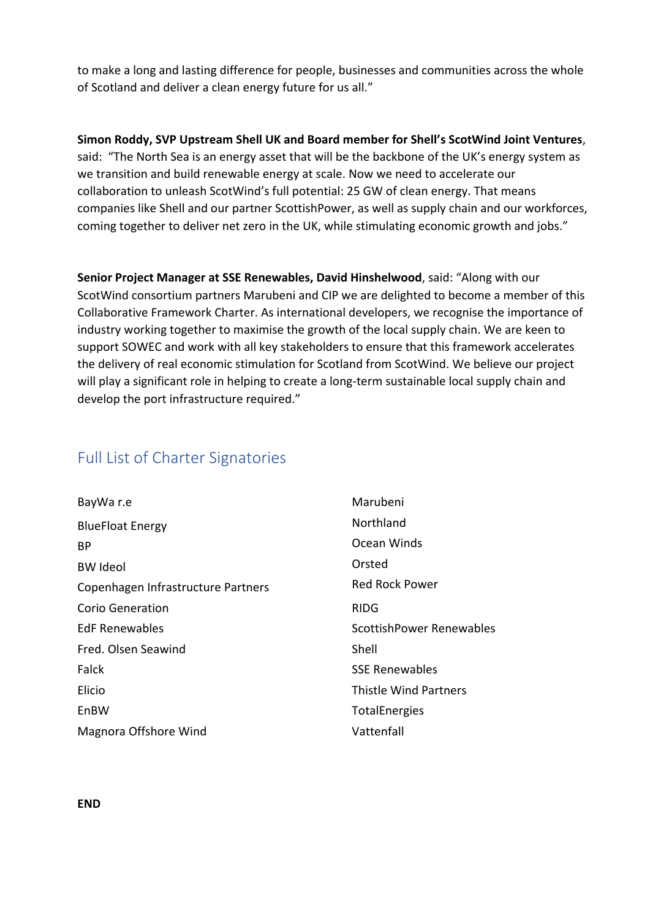to make a long and lasting difference for people, businesses and communities across the whole of Scotland and deliver a clean energy future for us all."

**Simon Roddy, SVP Upstream Shell UK and Board member for Shell's ScotWind Joint Ventures**, said: "The North Sea is an energy asset that will be the backbone of the UK's energy system as we transition and build renewable energy at scale. Now we need to accelerate our collaboration to unleash ScotWind's full potential: 25 GW of clean energy. That means companies like Shell and our partner ScottishPower, as well as supply chain and our workforces, coming together to deliver net zero in the UK, while stimulating economic growth and jobs."

**Senior Project Manager at SSE Renewables, David Hinshelwood**, said: "Along with our ScotWind consortium partners Marubeni and CIP we are delighted to become a member of this Collaborative Framework Charter. As international developers, we recognise the importance of industry working together to maximise the growth of the local supply chain. We are keen to support SOWEC and work with all key stakeholders to ensure that this framework accelerates the delivery of real economic stimulation for Scotland from ScotWind. We believe our project will play a significant role in helping to create a long-term sustainable local supply chain and develop the port infrastructure required."

## Full List of Charter Signatories

- BayWa r.e
- BlueFloat Energy
- BP
- BW Ideol
- Copenhagen Infrastructure Partners
- Corio Generation
- EdF Renewables
- Fred. Olsen Seawind
- Falck
- Elicio
- EnBW
- Magnora Offshore Wind
- Marubeni
- Northland
- Ocean Winds
- Orsted
- Red Rock Power
- RIDG
- ScottishPower Renewables
- Shell
- SSE Renewables
- Thistle Wind Partners
- TotalEnergies
- Vattenfall

**END**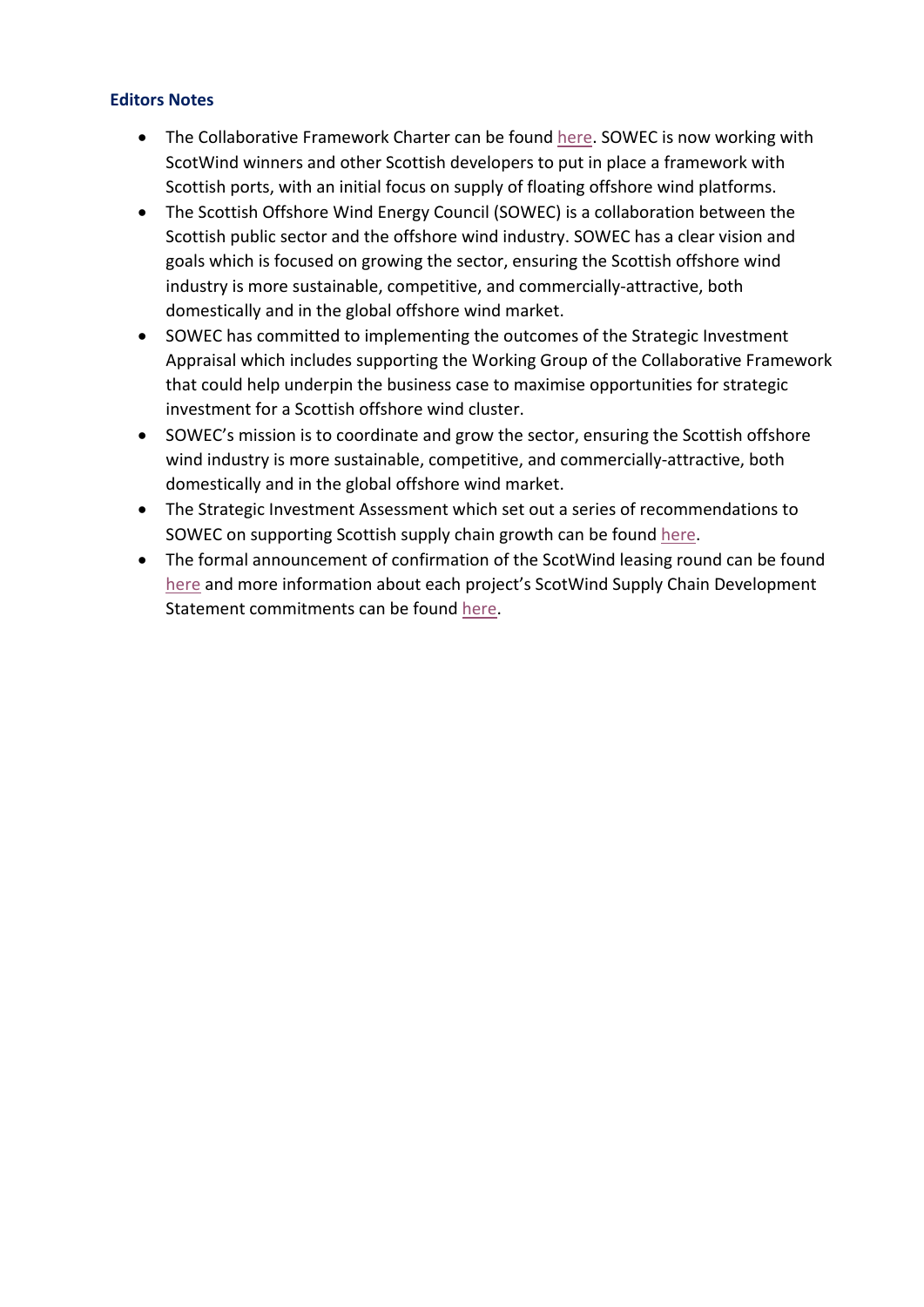**Editors Notes**

- The Collaborative Framework Charter can be found here. SOWEC is now working with ScotWind winners and other Scottish developers to put in place a framework with Scottish ports, with an initial focus on supply of floating offshore wind platforms.
- The Scottish Offshore Wind Energy Council (SOWEC) is a collaboration between the Scottish public sector and the offshore wind industry. SOWEC has a clear vision and goals which is focused on growing the sector, ensuring the Scottish offshore wind industry is more sustainable, competitive, and commercially-attractive, both domestically and in the global offshore wind market.
- SOWEC has committed to implementing the outcomes of the Strategic Investment Appraisal which includes supporting the Working Group of the Collaborative Framework that could help underpin the business case to maximise opportunities for strategic investment for a Scottish offshore wind cluster.
- SOWEC's mission is to coordinate and grow the sector, ensuring the Scottish offshore wind industry is more sustainable, competitive, and commercially-attractive, both domestically and in the global offshore wind market.
- The Strategic Investment Assessment which set out a series of recommendations to SOWEC on supporting Scottish supply chain growth can be found here.
- The formal announcement of confirmation of the ScotWind leasing round can be found here and more information about each project's ScotWind Supply Chain Development Statement commitments can be found here.